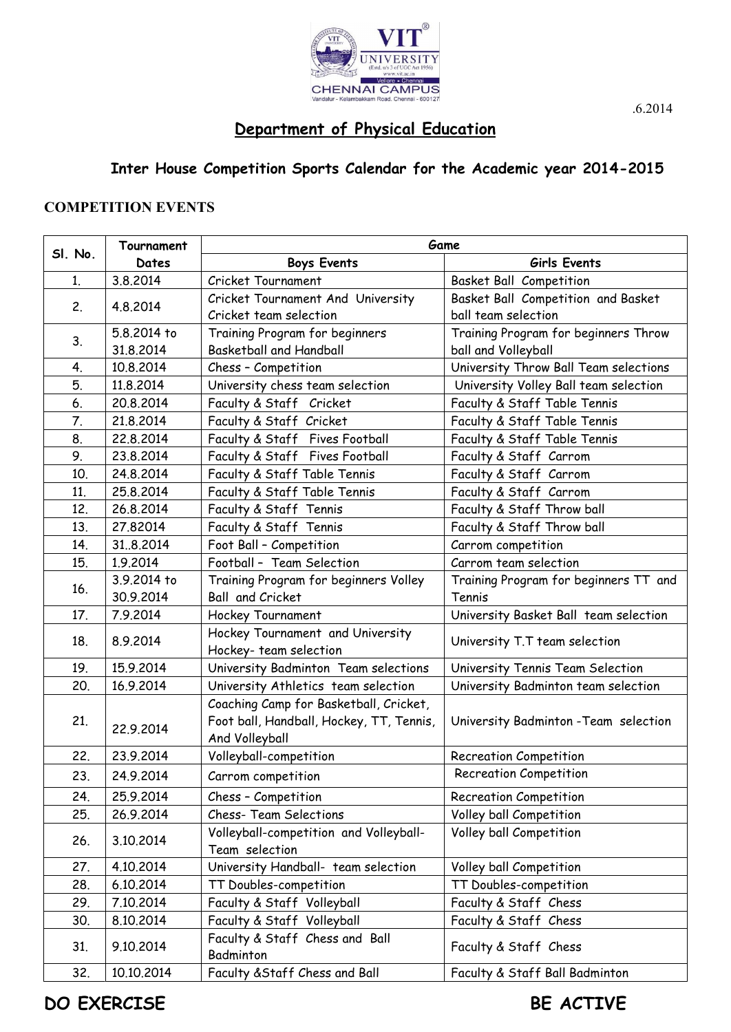.6.2014

## Department of Physical Education

### Inter House Competition Sports Calendar for the Academic year 2014-2015

**COMPETITION EVENTS**

| Sl. No. | Tournament Dates | Game | |
|---|---|---|---|
| | | Boys Events | Girls Events |
| 1. | 3.8.2014 | Cricket Tournament | Basket Ball Competition |
| 2. | 4.8.2014 | Cricket Tournament And University Cricket team selection | Basket Ball Competition and Basket ball team selection |
| 3. | 5.8.2014 to 31.8.2014 | Training Program for beginners Basketball and Handball | Training Program for beginners Throw ball and Volleyball |
| 4. | 10.8.2014 | Chess – Competition | University Throw Ball Team selections |
| 5. | 11.8.2014 | University chess team selection | University Volley Ball team selection |
| 6. | 20.8.2014 | Faculty & Staff Cricket | Faculty & Staff Table Tennis |
| 7. | 21.8.2014 | Faculty & Staff Cricket | Faculty & Staff Table Tennis |
| 8. | 22.8.2014 | Faculty & Staff Fives Football | Faculty & Staff Table Tennis |
| 9. | 23.8.2014 | Faculty & Staff Fives Football | Faculty & Staff Carrom |
| 10. | 24.8.2014 | Faculty & Staff Table Tennis | Faculty & Staff Carrom |
| 11. | 25.8.2014 | Faculty & Staff Table Tennis | Faculty & Staff Carrom |
| 12. | 26.8.2014 | Faculty & Staff Tennis | Faculty & Staff Throw ball |
| 13. | 27.82014 | Faculty & Staff Tennis | Faculty & Staff Throw ball |
| 14. | 31..8.2014 | Foot Ball – Competition | Carrom competition |
| 15. | 1.9.2014 | Football – Team Selection | Carrom team selection |
| 16. | 3.9.2014 to 30.9.2014 | Training Program for beginners Volley Ball and Cricket | Training Program for beginners TT and Tennis |
| 17. | 7.9.2014 | Hockey Tournament | University Basket Ball team selection |
| 18. | 8.9.2014 | Hockey Tournament and University Hockey- team selection | University T.T team selection |
| 19. | 15.9.2014 | University Badminton Team selections | University Tennis Team Selection |
| 20. | 16.9.2014 | University Athletics team selection | University Badminton team selection |
| 21. | 22.9.2014 | Coaching Camp for Basketball, Cricket, Foot ball, Handball, Hockey, TT, Tennis, And Volleyball | University Badminton -Team selection |
| 22. | 23.9.2014 | Volleyball-competition | Recreation Competition |
| 23. | 24.9.2014 | Carrom competition | Recreation Competition |
| 24. | 25.9.2014 | Chess – Competition | Recreation Competition |
| 25. | 26.9.2014 | Chess- Team Selections | Volley ball Competition |
| 26. | 3.10.2014 | Volleyball-competition and Volleyball-Team selection | Volley ball Competition |
| 27. | 4.10.2014 | University Handball- team selection | Volley ball Competition |
| 28. | 6.10.2014 | TT Doubles-competition | TT Doubles-competition |
| 29. | 7.10.2014 | Faculty & Staff Volleyball | Faculty & Staff Chess |
| 30. | 8.10.2014 | Faculty & Staff Volleyball | Faculty & Staff Chess |
| 31. | 9.10.2014 | Faculty & Staff Chess and Ball Badminton | Faculty & Staff Chess |
| 32. | 10.10.2014 | Faculty &Staff Chess and Ball | Faculty & Staff Ball Badminton |

**DO EXERCISE** **BE ACTIVE**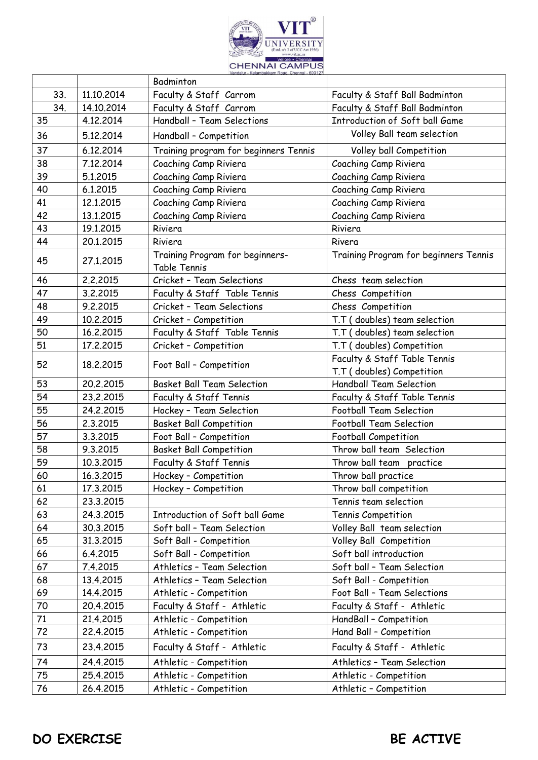|  |  | Badminton |  |
|---|---|---|---|
| 33. | 11.10.2014 | Faculty & Staff Carrom | Faculty & Staff Ball Badminton |
| 34. | 14.10.2014 | Faculty & Staff Carrom | Faculty & Staff Ball Badminton |
| 35 | 4.12.2014 | Handball – Team Selections | Introduction of Soft ball Game |
| 36 | 5.12.2014 | Handball – Competition | Volley Ball team selection |
| 37 | 6.12.2014 | Training program for beginners Tennis | Volley ball Competition |
| 38 | 7.12.2014 | Coaching Camp Riviera | Coaching Camp Riviera |
| 39 | 5.1.2015 | Coaching Camp Riviera | Coaching Camp Riviera |
| 40 | 6.1.2015 | Coaching Camp Riviera | Coaching Camp Riviera |
| 41 | 12.1.2015 | Coaching Camp Riviera | Coaching Camp Riviera |
| 42 | 13.1.2015 | Coaching Camp Riviera | Coaching Camp Riviera |
| 43 | 19.1.2015 | Riviera | Riviera |
| 44 | 20.1.2015 | Riviera | Rivera |
| 45 | 27.1.2015 | Training Program for beginners- Table Tennis | Training Program for beginners Tennis |
| 46 | 2.2.2015 | Cricket – Team Selections | Chess team selection |
| 47 | 3.2.2015 | Faculty & Staff Table Tennis | Chess Competition |
| 48 | 9.2.2015 | Cricket – Team Selections | Chess Competition |
| 49 | 10.2.2015 | Cricket – Competition | T.T ( doubles) team selection |
| 50 | 16.2.2015 | Faculty & Staff Table Tennis | T.T ( doubles) team selection |
| 51 | 17.2.2015 | Cricket – Competition | T.T ( doubles) Competition |
| 52 | 18.2.2015 | Foot Ball – Competition | Faculty & Staff Table Tennis T.T ( doubles) Competition |
| 53 | 20.2.2015 | Basket Ball Team Selection | Handball Team Selection |
| 54 | 23.2.2015 | Faculty & Staff Tennis | Faculty & Staff Table Tennis |
| 55 | 24.2.2015 | Hockey – Team Selection | Football Team Selection |
| 56 | 2.3.2015 | Basket Ball Competition | Football Team Selection |
| 57 | 3.3.2015 | Foot Ball – Competition | Football Competition |
| 58 | 9.3.2015 | Basket Ball Competition | Throw ball team Selection |
| 59 | 10.3.2015 | Faculty & Staff Tennis | Throw ball team practice |
| 60 | 16.3.2015 | Hockey – Competition | Throw ball practice |
| 61 | 17.3.2015 | Hockey – Competition | Throw ball competition |
| 62 | 23.3.2015 |  | Tennis team selection |
| 63 | 24.3.2015 | Introduction of Soft ball Game | Tennis Competition |
| 64 | 30.3.2015 | Soft ball – Team Selection | Volley Ball team selection |
| 65 | 31.3.2015 | Soft Ball - Competition | Volley Ball Competition |
| 66 | 6.4.2015 | Soft Ball - Competition | Soft ball introduction |
| 67 | 7.4.2015 | Athletics – Team Selection | Soft ball – Team Selection |
| 68 | 13.4.2015 | Athletics – Team Selection | Soft Ball - Competition |
| 69 | 14.4.2015 | Athletic - Competition | Foot Ball – Team Selections |
| 70 | 20.4.2015 | Faculty & Staff - Athletic | Faculty & Staff - Athletic |
| 71 | 21.4.2015 | Athletic - Competition | HandBall – Competition |
| 72 | 22.4.2015 | Athletic - Competition | Hand Ball – Competition |
| 73 | 23.4.2015 | Faculty & Staff - Athletic | Faculty & Staff - Athletic |
| 74 | 24.4.2015 | Athletic - Competition | Athletics – Team Selection |
| 75 | 25.4.2015 | Athletic - Competition | Athletic - Competition |
| 76 | 26.4.2015 | Athletic - Competition | Athletic – Competition |

**DO EXERCISE** **BE ACTIVE**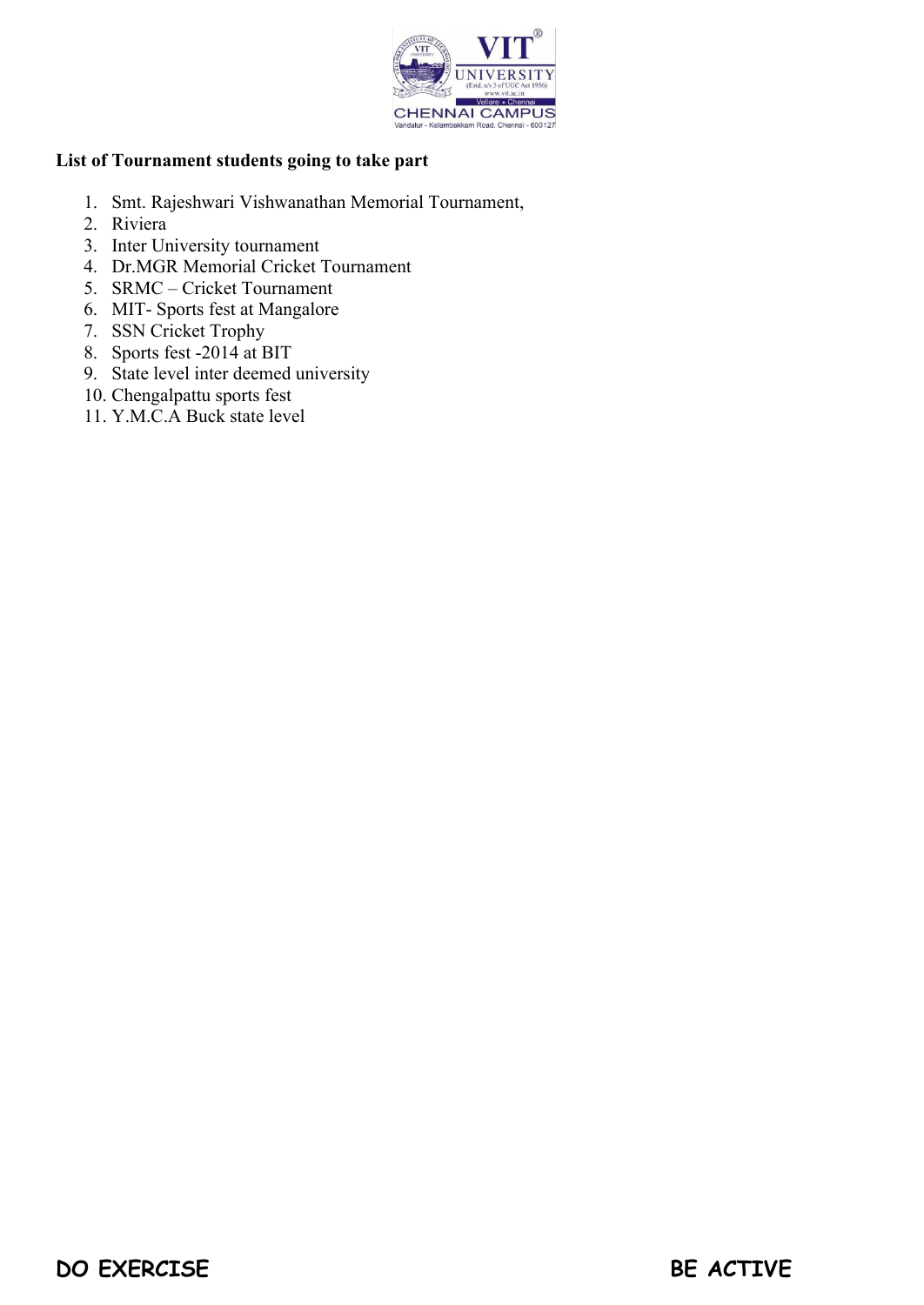**List of Tournament students going to take part**

1. Smt. Rajeshwari Vishwanathan Memorial Tournament,
2. Riviera
3. Inter University tournament
4. Dr.MGR Memorial Cricket Tournament
5. SRMC – Cricket Tournament
6. MIT- Sports fest at Mangalore
7. SSN Cricket Trophy
8. Sports fest -2014 at BIT
9. State level inter deemed university
10. Chengalpattu sports fest
11. Y.M.C.A Buck state level